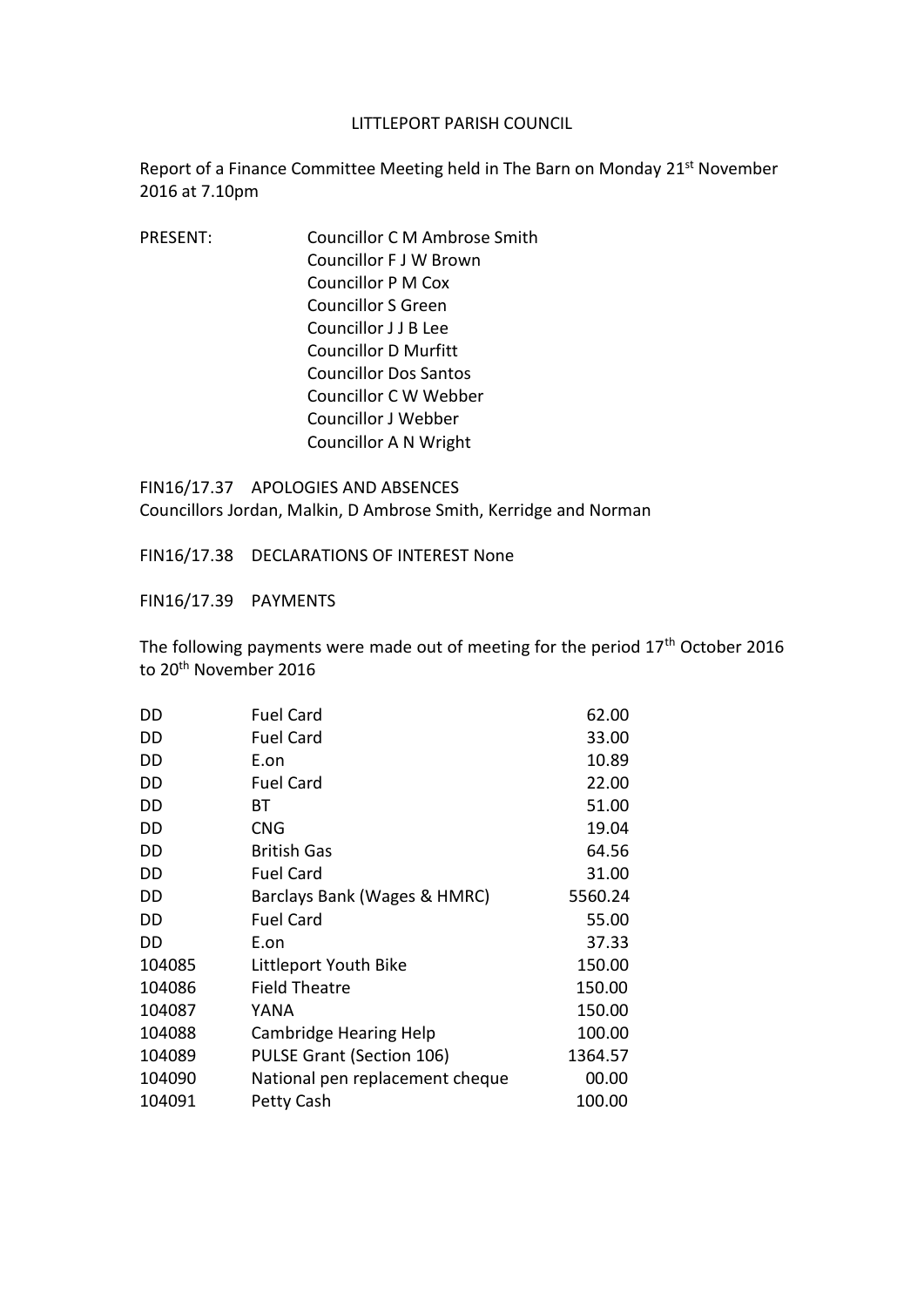# LITTLEPORT PARISH COUNCIL

Report of a Finance Committee Meeting held in The Barn on Monday 21st November 2016 at 7.10pm

PRESENT: Councillor C M Ambrose Smith
Councillor F J W Brown
Councillor P M Cox
Councillor S Green
Councillor J J B Lee
Councillor D Murfitt
Councillor Dos Santos
Councillor C W Webber
Councillor J Webber
Councillor A N Wright

FIN16/17.37 APOLOGIES AND ABSENCES
Councillors Jordan, Malkin, D Ambrose Smith, Kerridge and Norman

FIN16/17.38 DECLARATIONS OF INTEREST None

FIN16/17.39 PAYMENTS

The following payments were made out of meeting for the period 17th October 2016 to 20th November 2016

| | | |
|---|---|---:|
| DD | Fuel Card | 62.00 |
| DD | Fuel Card | 33.00 |
| DD | E.on | 10.89 |
| DD | Fuel Card | 22.00 |
| DD | BT | 51.00 |
| DD | CNG | 19.04 |
| DD | British Gas | 64.56 |
| DD | Fuel Card | 31.00 |
| DD | Barclays Bank (Wages & HMRC) | 5560.24 |
| DD | Fuel Card | 55.00 |
| DD | E.on | 37.33 |
| 104085 | Littleport Youth Bike | 150.00 |
| 104086 | Field Theatre | 150.00 |
| 104087 | YANA | 150.00 |
| 104088 | Cambridge Hearing Help | 100.00 |
| 104089 | PULSE Grant (Section 106) | 1364.57 |
| 104090 | National pen replacement cheque | 00.00 |
| 104091 | Petty Cash | 100.00 |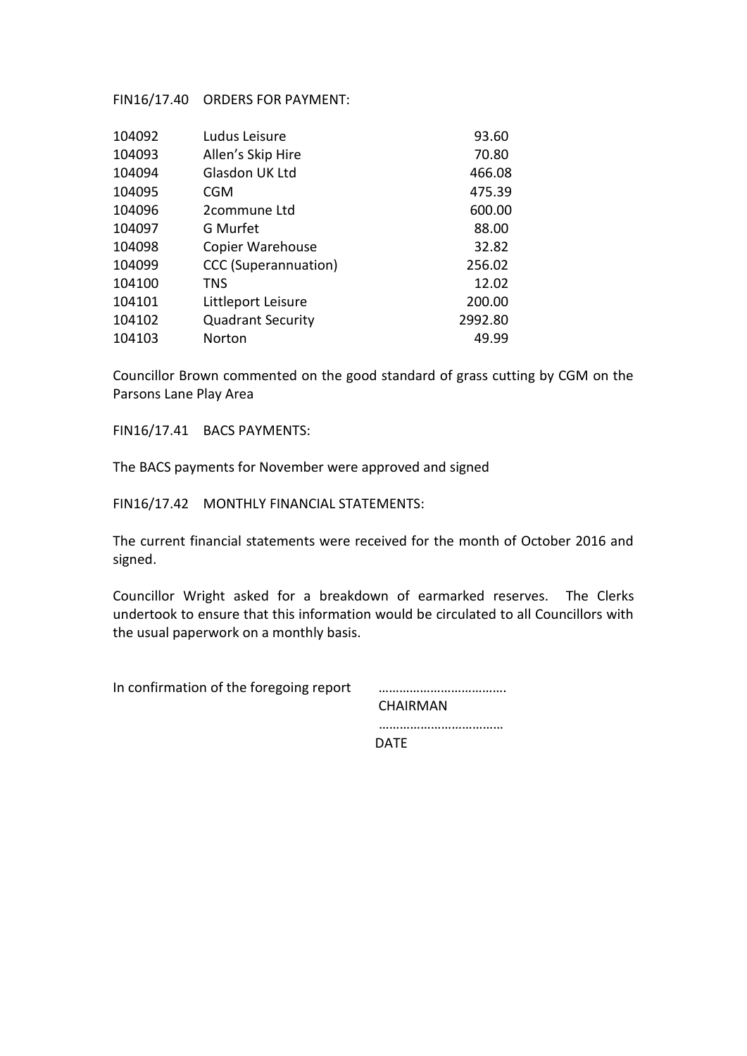FIN16/17.40 ORDERS FOR PAYMENT:

| | | |
|---|---|---|
| 104092 | Ludus Leisure | 93.60 |
| 104093 | Allen's Skip Hire | 70.80 |
| 104094 | Glasdon UK Ltd | 466.08 |
| 104095 | CGM | 475.39 |
| 104096 | 2commune Ltd | 600.00 |
| 104097 | G Murfet | 88.00 |
| 104098 | Copier Warehouse | 32.82 |
| 104099 | CCC (Superannuation) | 256.02 |
| 104100 | TNS | 12.02 |
| 104101 | Littleport Leisure | 200.00 |
| 104102 | Quadrant Security | 2992.80 |
| 104103 | Norton | 49.99 |

Councillor Brown commented on the good standard of grass cutting by CGM on the Parsons Lane Play Area

FIN16/17.41 BACS PAYMENTS:

The BACS payments for November were approved and signed

FIN16/17.42 MONTHLY FINANCIAL STATEMENTS:

The current financial statements were received for the month of October 2016 and signed.

Councillor Wright asked for a breakdown of earmarked reserves. The Clerks undertook to ensure that this information would be circulated to all Councillors with the usual paperwork on a monthly basis.

In confirmation of the foregoing report ……………………………….

CHAIRMAN

………………………………

DATE